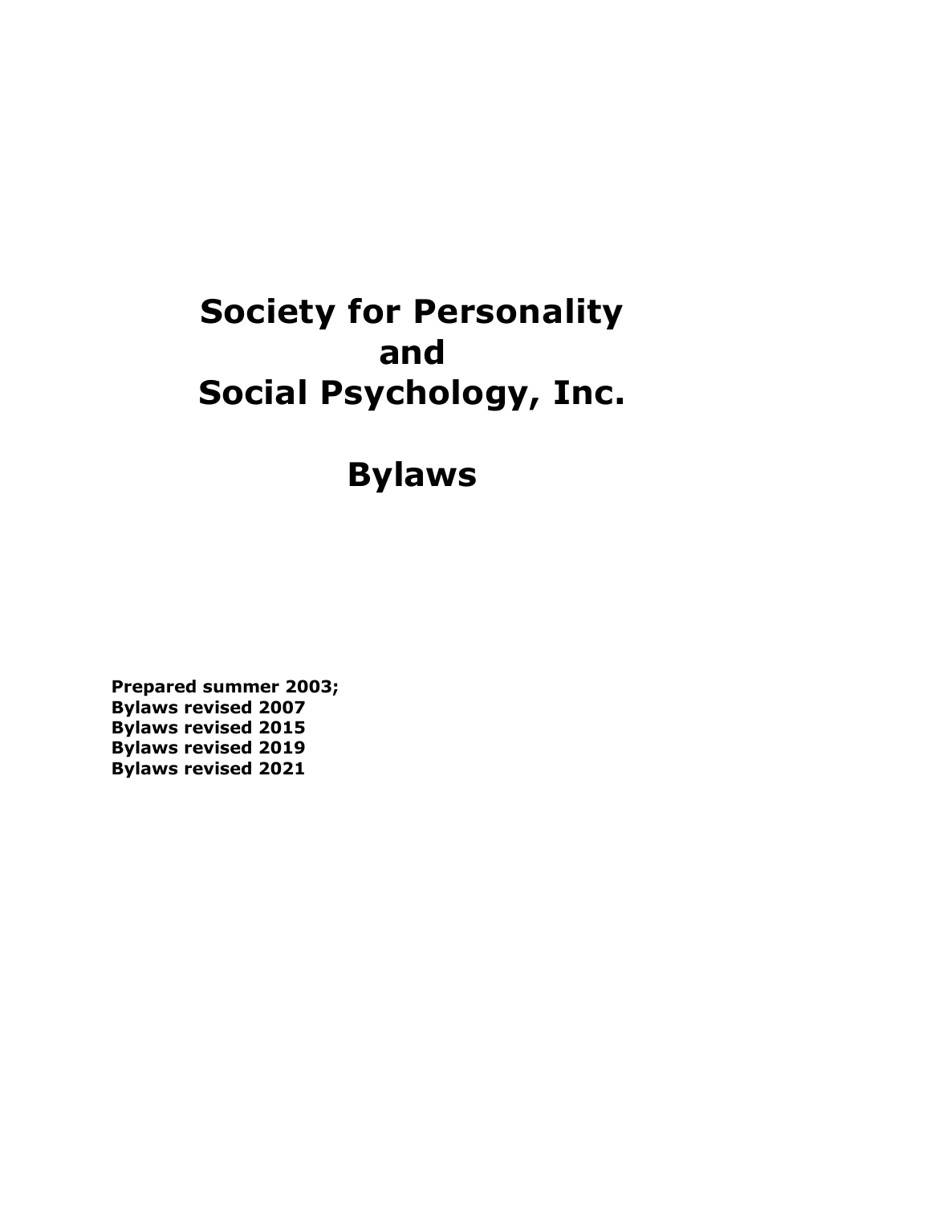# Society for Personality and Social Psychology, Inc.

# Bylaws

**Prepared summer 2003;**
**Bylaws revised 2007**
**Bylaws revised 2015**
**Bylaws revised 2019**
**Bylaws revised 2021**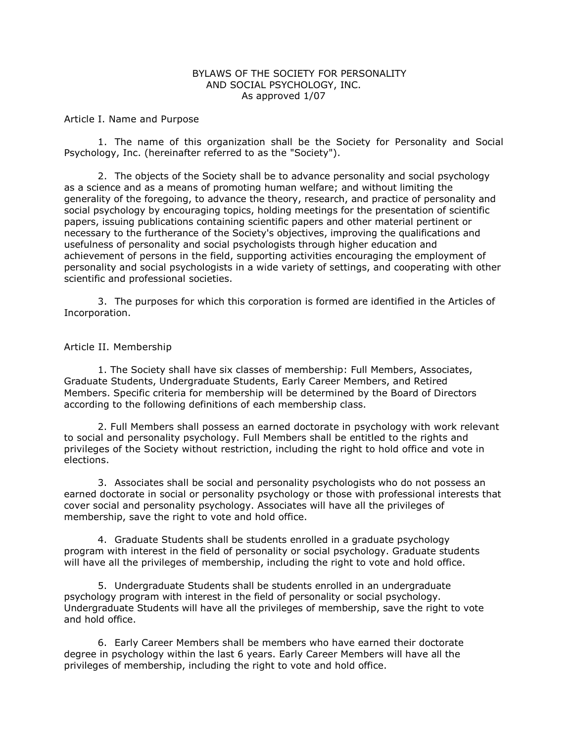# BYLAWS OF THE SOCIETY FOR PERSONALITY AND SOCIAL PSYCHOLOGY, INC.

As approved 1/07

## Article I. Name and Purpose

1. The name of this organization shall be the Society for Personality and Social Psychology, Inc. (hereinafter referred to as the "Society").

2. The objects of the Society shall be to advance personality and social psychology as a science and as a means of promoting human welfare; and without limiting the generality of the foregoing, to advance the theory, research, and practice of personality and social psychology by encouraging topics, holding meetings for the presentation of scientific papers, issuing publications containing scientific papers and other material pertinent or necessary to the furtherance of the Society's objectives, improving the qualifications and usefulness of personality and social psychologists through higher education and achievement of persons in the field, supporting activities encouraging the employment of personality and social psychologists in a wide variety of settings, and cooperating with other scientific and professional societies.

3. The purposes for which this corporation is formed are identified in the Articles of Incorporation.

## Article II. Membership

1. The Society shall have six classes of membership: Full Members, Associates, Graduate Students, Undergraduate Students, Early Career Members, and Retired Members. Specific criteria for membership will be determined by the Board of Directors according to the following definitions of each membership class.

2. Full Members shall possess an earned doctorate in psychology with work relevant to social and personality psychology. Full Members shall be entitled to the rights and privileges of the Society without restriction, including the right to hold office and vote in elections.

3. Associates shall be social and personality psychologists who do not possess an earned doctorate in social or personality psychology or those with professional interests that cover social and personality psychology. Associates will have all the privileges of membership, save the right to vote and hold office.

4. Graduate Students shall be students enrolled in a graduate psychology program with interest in the field of personality or social psychology. Graduate students will have all the privileges of membership, including the right to vote and hold office.

5. Undergraduate Students shall be students enrolled in an undergraduate psychology program with interest in the field of personality or social psychology. Undergraduate Students will have all the privileges of membership, save the right to vote and hold office.

6. Early Career Members shall be members who have earned their doctorate degree in psychology within the last 6 years. Early Career Members will have all the privileges of membership, including the right to vote and hold office.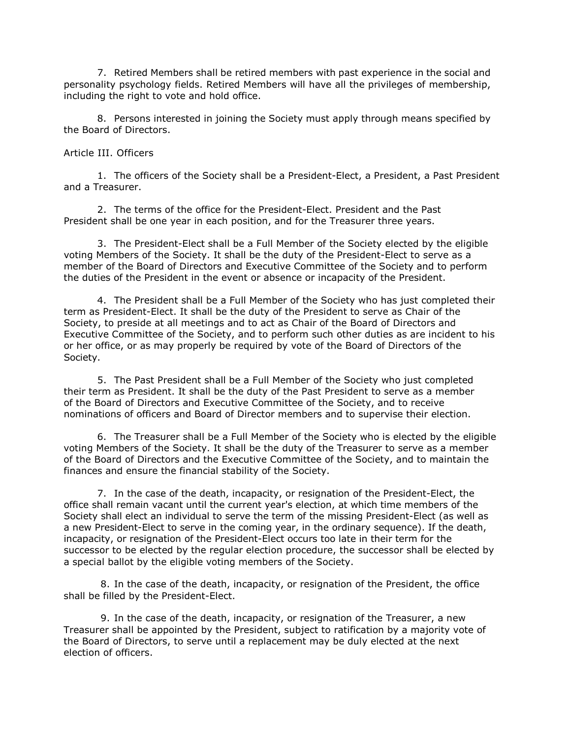7. Retired Members shall be retired members with past experience in the social and personality psychology fields. Retired Members will have all the privileges of membership, including the right to vote and hold office.

8. Persons interested in joining the Society must apply through means specified by the Board of Directors.

Article III. Officers

1. The officers of the Society shall be a President-Elect, a President, a Past President and a Treasurer.

2. The terms of the office for the President-Elect. President and the Past President shall be one year in each position, and for the Treasurer three years.

3. The President-Elect shall be a Full Member of the Society elected by the eligible voting Members of the Society. It shall be the duty of the President-Elect to serve as a member of the Board of Directors and Executive Committee of the Society and to perform the duties of the President in the event or absence or incapacity of the President.

4. The President shall be a Full Member of the Society who has just completed their term as President-Elect. It shall be the duty of the President to serve as Chair of the Society, to preside at all meetings and to act as Chair of the Board of Directors and Executive Committee of the Society, and to perform such other duties as are incident to his or her office, or as may properly be required by vote of the Board of Directors of the Society.

5. The Past President shall be a Full Member of the Society who just completed their term as President. It shall be the duty of the Past President to serve as a member of the Board of Directors and Executive Committee of the Society, and to receive nominations of officers and Board of Director members and to supervise their election.

6. The Treasurer shall be a Full Member of the Society who is elected by the eligible voting Members of the Society. It shall be the duty of the Treasurer to serve as a member of the Board of Directors and the Executive Committee of the Society, and to maintain the finances and ensure the financial stability of the Society.

7. In the case of the death, incapacity, or resignation of the President-Elect, the office shall remain vacant until the current year's election, at which time members of the Society shall elect an individual to serve the term of the missing President-Elect (as well as a new President-Elect to serve in the coming year, in the ordinary sequence). If the death, incapacity, or resignation of the President-Elect occurs too late in their term for the successor to be elected by the regular election procedure, the successor shall be elected by a special ballot by the eligible voting members of the Society.

8. In the case of the death, incapacity, or resignation of the President, the office shall be filled by the President-Elect.

9. In the case of the death, incapacity, or resignation of the Treasurer, a new Treasurer shall be appointed by the President, subject to ratification by a majority vote of the Board of Directors, to serve until a replacement may be duly elected at the next election of officers.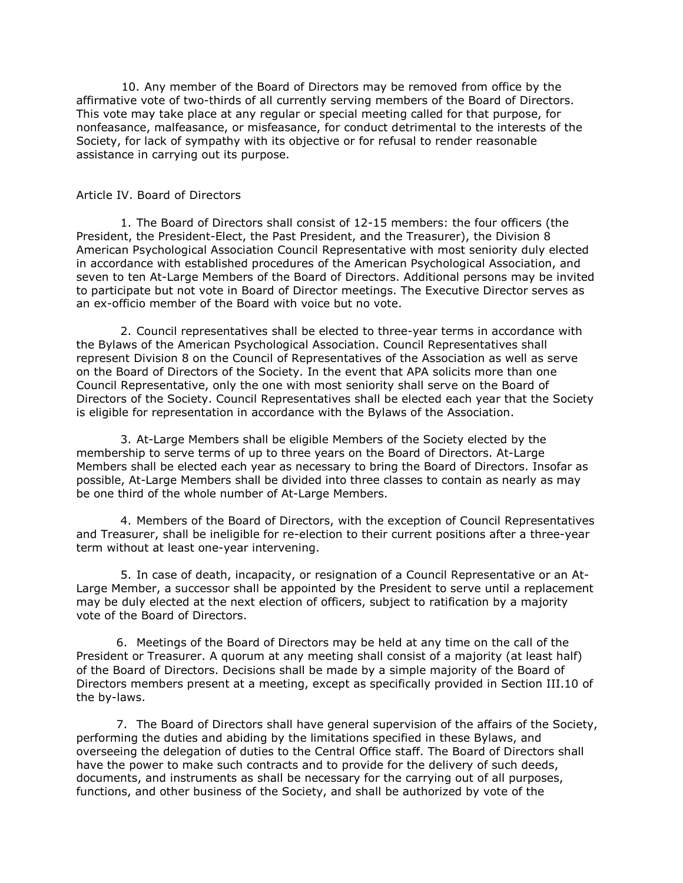10. Any member of the Board of Directors may be removed from office by the affirmative vote of two-thirds of all currently serving members of the Board of Directors. This vote may take place at any regular or special meeting called for that purpose, for nonfeasance, malfeasance, or misfeasance, for conduct detrimental to the interests of the Society, for lack of sympathy with its objective or for refusal to render reasonable assistance in carrying out its purpose.

## Article IV. Board of Directors

1. The Board of Directors shall consist of 12-15 members: the four officers (the President, the President-Elect, the Past President, and the Treasurer), the Division 8 American Psychological Association Council Representative with most seniority duly elected in accordance with established procedures of the American Psychological Association, and seven to ten At-Large Members of the Board of Directors. Additional persons may be invited to participate but not vote in Board of Director meetings. The Executive Director serves as an ex-officio member of the Board with voice but no vote.

2. Council representatives shall be elected to three-year terms in accordance with the Bylaws of the American Psychological Association. Council Representatives shall represent Division 8 on the Council of Representatives of the Association as well as serve on the Board of Directors of the Society. In the event that APA solicits more than one Council Representative, only the one with most seniority shall serve on the Board of Directors of the Society. Council Representatives shall be elected each year that the Society is eligible for representation in accordance with the Bylaws of the Association.

3. At-Large Members shall be eligible Members of the Society elected by the membership to serve terms of up to three years on the Board of Directors. At-Large Members shall be elected each year as necessary to bring the Board of Directors. Insofar as possible, At-Large Members shall be divided into three classes to contain as nearly as may be one third of the whole number of At-Large Members.

4. Members of the Board of Directors, with the exception of Council Representatives and Treasurer, shall be ineligible for re-election to their current positions after a three-year term without at least one-year intervening.

5. In case of death, incapacity, or resignation of a Council Representative or an At-Large Member, a successor shall be appointed by the President to serve until a replacement may be duly elected at the next election of officers, subject to ratification by a majority vote of the Board of Directors.

6. Meetings of the Board of Directors may be held at any time on the call of the President or Treasurer. A quorum at any meeting shall consist of a majority (at least half) of the Board of Directors. Decisions shall be made by a simple majority of the Board of Directors members present at a meeting, except as specifically provided in Section III.10 of the by-laws.

7. The Board of Directors shall have general supervision of the affairs of the Society, performing the duties and abiding by the limitations specified in these Bylaws, and overseeing the delegation of duties to the Central Office staff. The Board of Directors shall have the power to make such contracts and to provide for the delivery of such deeds, documents, and instruments as shall be necessary for the carrying out of all purposes, functions, and other business of the Society, and shall be authorized by vote of the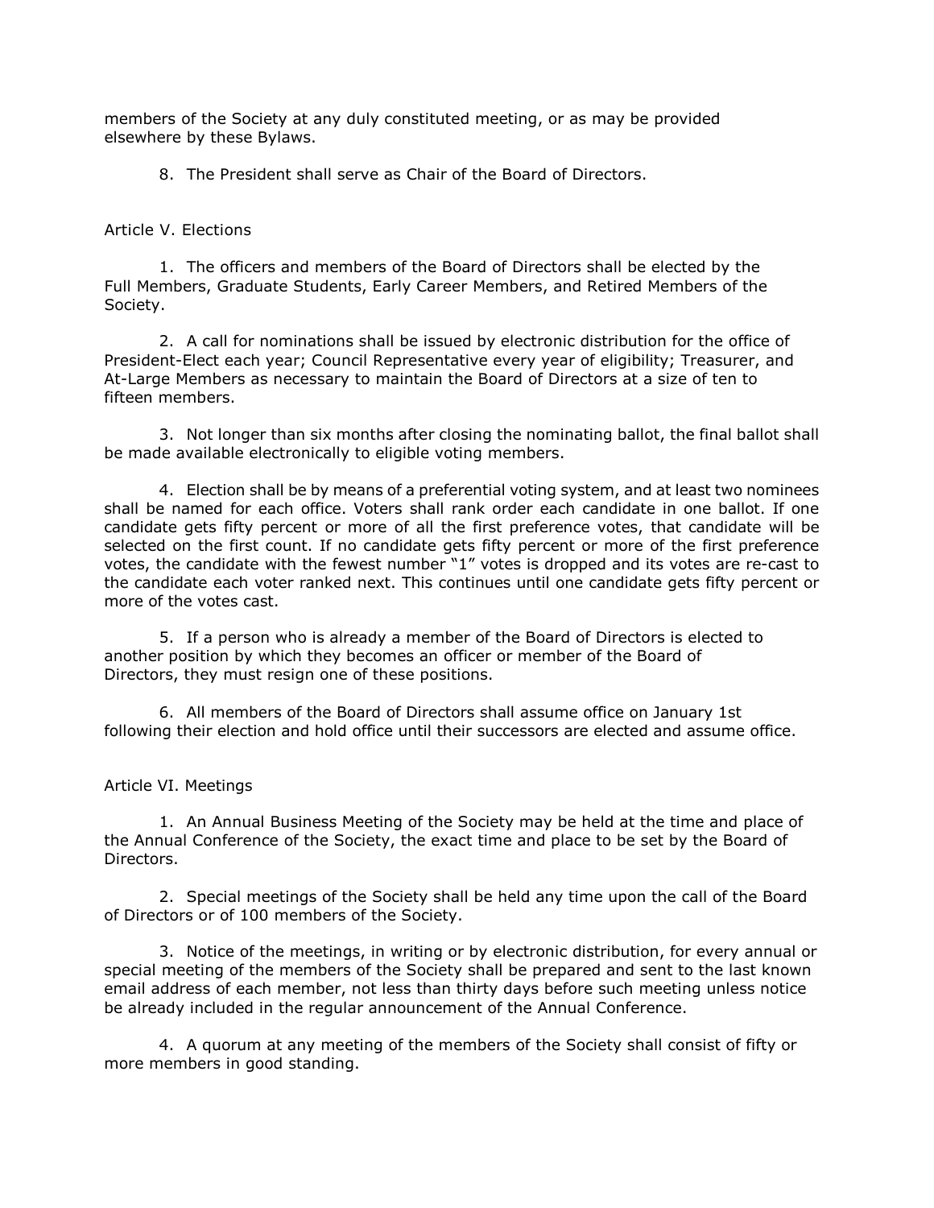members of the Society at any duly constituted meeting, or as may be provided elsewhere by these Bylaws.

8. The President shall serve as Chair of the Board of Directors.

## Article V. Elections

1. The officers and members of the Board of Directors shall be elected by the Full Members, Graduate Students, Early Career Members, and Retired Members of the Society.

2. A call for nominations shall be issued by electronic distribution for the office of President-Elect each year; Council Representative every year of eligibility; Treasurer, and At-Large Members as necessary to maintain the Board of Directors at a size of ten to fifteen members.

3. Not longer than six months after closing the nominating ballot, the final ballot shall be made available electronically to eligible voting members.

4. Election shall be by means of a preferential voting system, and at least two nominees shall be named for each office. Voters shall rank order each candidate in one ballot. If one candidate gets fifty percent or more of all the first preference votes, that candidate will be selected on the first count. If no candidate gets fifty percent or more of the first preference votes, the candidate with the fewest number "1" votes is dropped and its votes are re-cast to the candidate each voter ranked next. This continues until one candidate gets fifty percent or more of the votes cast.

5. If a person who is already a member of the Board of Directors is elected to another position by which they becomes an officer or member of the Board of Directors, they must resign one of these positions.

6. All members of the Board of Directors shall assume office on January 1st following their election and hold office until their successors are elected and assume office.

## Article VI. Meetings

1. An Annual Business Meeting of the Society may be held at the time and place of the Annual Conference of the Society, the exact time and place to be set by the Board of Directors.

2. Special meetings of the Society shall be held any time upon the call of the Board of Directors or of 100 members of the Society.

3. Notice of the meetings, in writing or by electronic distribution, for every annual or special meeting of the members of the Society shall be prepared and sent to the last known email address of each member, not less than thirty days before such meeting unless notice be already included in the regular announcement of the Annual Conference.

4. A quorum at any meeting of the members of the Society shall consist of fifty or more members in good standing.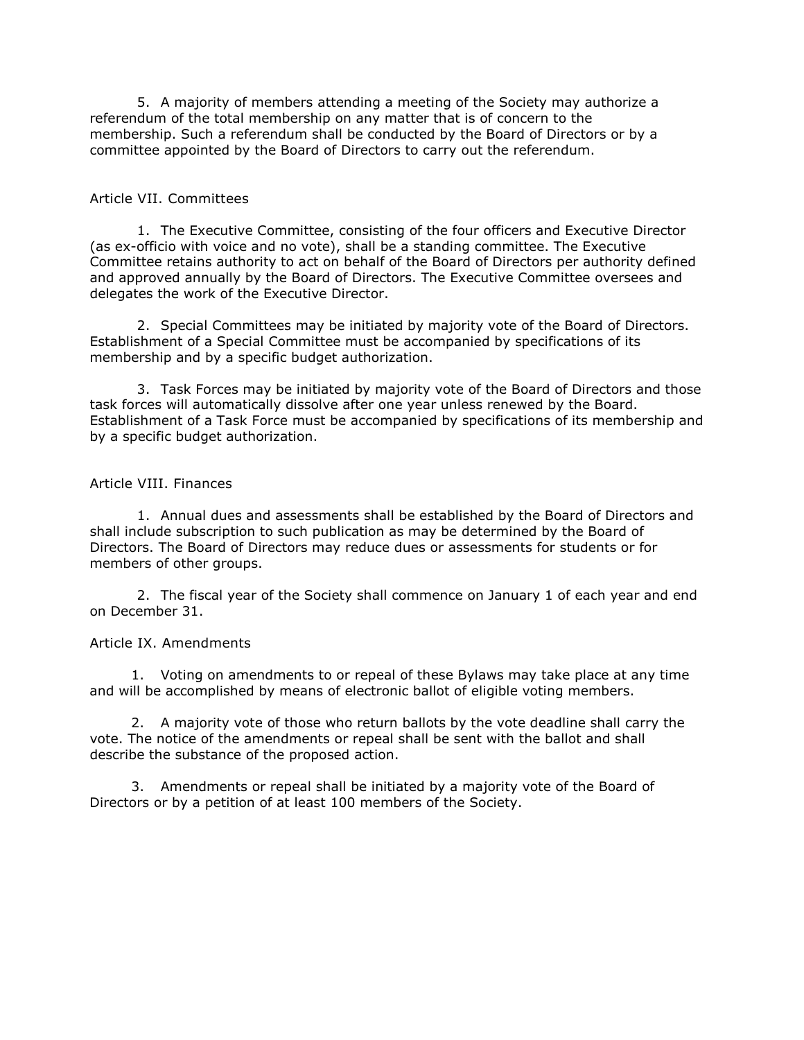5. A majority of members attending a meeting of the Society may authorize a referendum of the total membership on any matter that is of concern to the membership. Such a referendum shall be conducted by the Board of Directors or by a committee appointed by the Board of Directors to carry out the referendum.

## Article VII. Committees

1. The Executive Committee, consisting of the four officers and Executive Director (as ex-officio with voice and no vote), shall be a standing committee. The Executive Committee retains authority to act on behalf of the Board of Directors per authority defined and approved annually by the Board of Directors. The Executive Committee oversees and delegates the work of the Executive Director.

2. Special Committees may be initiated by majority vote of the Board of Directors. Establishment of a Special Committee must be accompanied by specifications of its membership and by a specific budget authorization.

3. Task Forces may be initiated by majority vote of the Board of Directors and those task forces will automatically dissolve after one year unless renewed by the Board. Establishment of a Task Force must be accompanied by specifications of its membership and by a specific budget authorization.

## Article VIII. Finances

1. Annual dues and assessments shall be established by the Board of Directors and shall include subscription to such publication as may be determined by the Board of Directors. The Board of Directors may reduce dues or assessments for students or for members of other groups.

2. The fiscal year of the Society shall commence on January 1 of each year and end on December 31.

## Article IX. Amendments

1. Voting on amendments to or repeal of these Bylaws may take place at any time and will be accomplished by means of electronic ballot of eligible voting members.

2. A majority vote of those who return ballots by the vote deadline shall carry the vote. The notice of the amendments or repeal shall be sent with the ballot and shall describe the substance of the proposed action.

3. Amendments or repeal shall be initiated by a majority vote of the Board of Directors or by a petition of at least 100 members of the Society.